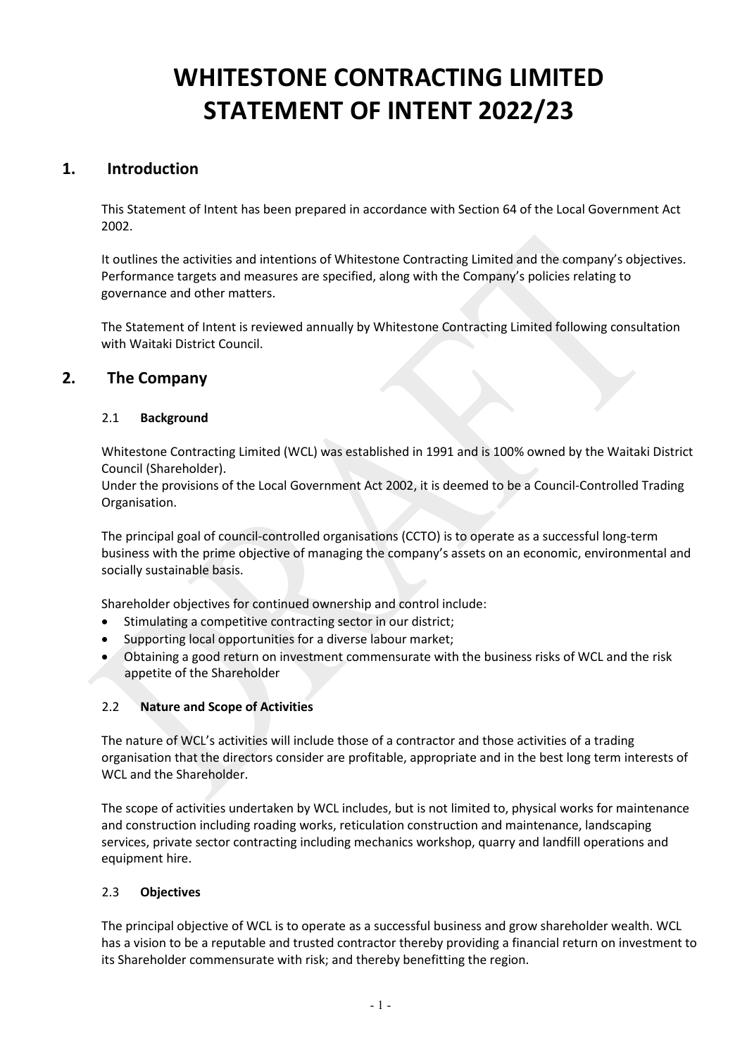# WHITESTONE CONTRACTING LIMITED STATEMENT OF INTENT 2022/23

## 1. Introduction

This Statement of Intent has been prepared in accordance with Section 64 of the Local Government Act 2002.

It outlines the activities and intentions of Whitestone Contracting Limited and the company's objectives. Performance targets and measures are specified, along with the Company's policies relating to governance and other matters.

The Statement of Intent is reviewed annually by Whitestone Contracting Limited following consultation with Waitaki District Council.

## 2. The Company

### 2.1 Background

Whitestone Contracting Limited (WCL) was established in 1991 and is 100% owned by the Waitaki District Council (Shareholder).
Under the provisions of the Local Government Act 2002, it is deemed to be a Council-Controlled Trading Organisation.

The principal goal of council-controlled organisations (CCTO) is to operate as a successful long-term business with the prime objective of managing the company's assets on an economic, environmental and socially sustainable basis.

Shareholder objectives for continued ownership and control include:

- Stimulating a competitive contracting sector in our district;
- Supporting local opportunities for a diverse labour market;
- Obtaining a good return on investment commensurate with the business risks of WCL and the risk appetite of the Shareholder

### 2.2 Nature and Scope of Activities

The nature of WCL's activities will include those of a contractor and those activities of a trading organisation that the directors consider are profitable, appropriate and in the best long term interests of WCL and the Shareholder.

The scope of activities undertaken by WCL includes, but is not limited to, physical works for maintenance and construction including roading works, reticulation construction and maintenance, landscaping services, private sector contracting including mechanics workshop, quarry and landfill operations and equipment hire.

### 2.3 Objectives

The principal objective of WCL is to operate as a successful business and grow shareholder wealth. WCL has a vision to be a reputable and trusted contractor thereby providing a financial return on investment to its Shareholder commensurate with risk; and thereby benefitting the region.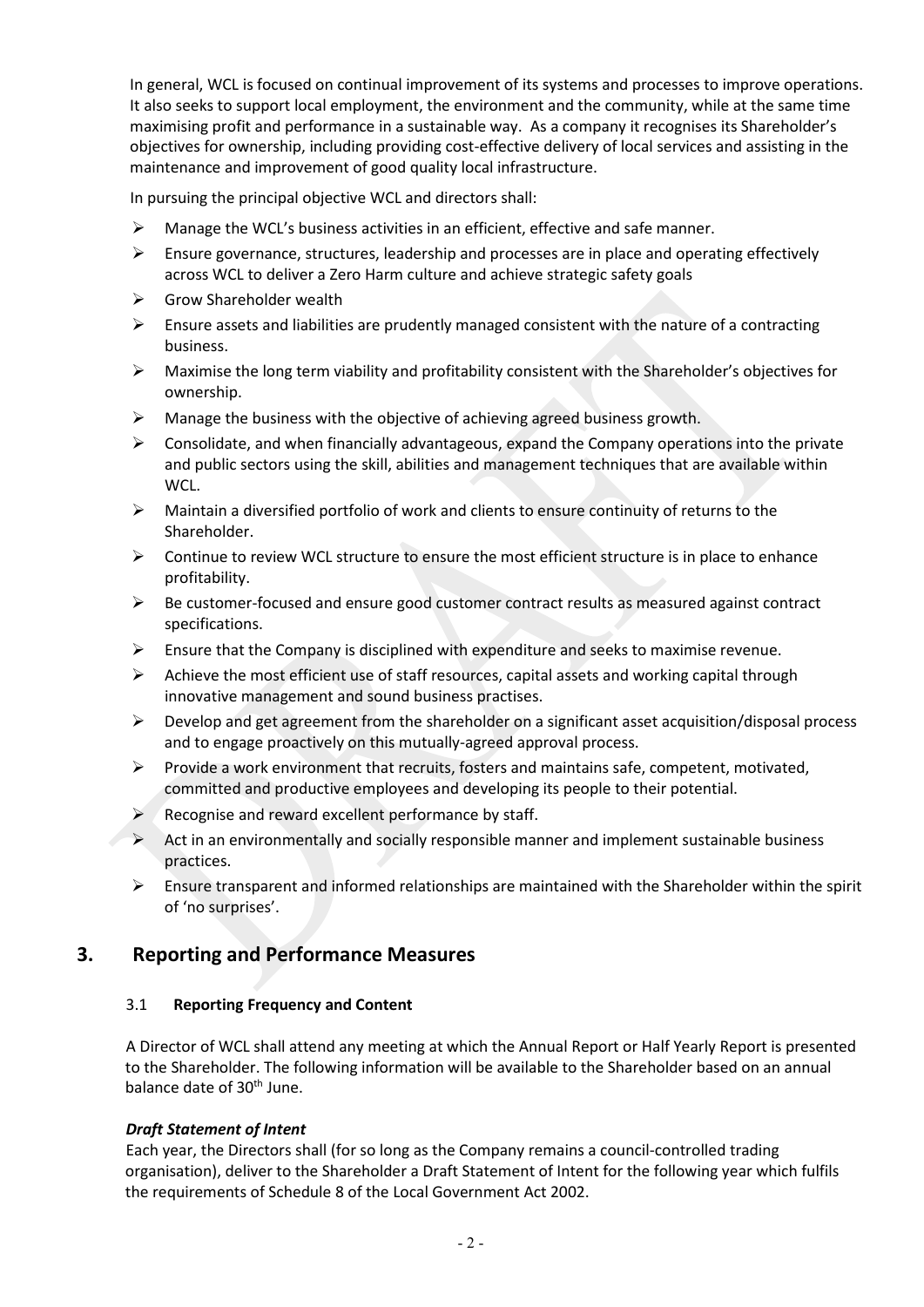In general, WCL is focused on continual improvement of its systems and processes to improve operations. It also seeks to support local employment, the environment and the community, while at the same time maximising profit and performance in a sustainable way. As a company it recognises its Shareholder's objectives for ownership, including providing cost-effective delivery of local services and assisting in the maintenance and improvement of good quality local infrastructure.

In pursuing the principal objective WCL and directors shall:

- Manage the WCL's business activities in an efficient, effective and safe manner.
- Ensure governance, structures, leadership and processes are in place and operating effectively across WCL to deliver a Zero Harm culture and achieve strategic safety goals
- Grow Shareholder wealth
- Ensure assets and liabilities are prudently managed consistent with the nature of a contracting business.
- Maximise the long term viability and profitability consistent with the Shareholder's objectives for ownership.
- Manage the business with the objective of achieving agreed business growth.
- Consolidate, and when financially advantageous, expand the Company operations into the private and public sectors using the skill, abilities and management techniques that are available within WCL.
- Maintain a diversified portfolio of work and clients to ensure continuity of returns to the Shareholder.
- Continue to review WCL structure to ensure the most efficient structure is in place to enhance profitability.
- Be customer-focused and ensure good customer contract results as measured against contract specifications.
- Ensure that the Company is disciplined with expenditure and seeks to maximise revenue.
- Achieve the most efficient use of staff resources, capital assets and working capital through innovative management and sound business practises.
- Develop and get agreement from the shareholder on a significant asset acquisition/disposal process and to engage proactively on this mutually-agreed approval process.
- Provide a work environment that recruits, fosters and maintains safe, competent, motivated, committed and productive employees and developing its people to their potential.
- Recognise and reward excellent performance by staff.
- Act in an environmentally and socially responsible manner and implement sustainable business practices.
- Ensure transparent and informed relationships are maintained with the Shareholder within the spirit of 'no surprises'.

## 3. Reporting and Performance Measures

### 3.1 Reporting Frequency and Content

A Director of WCL shall attend any meeting at which the Annual Report or Half Yearly Report is presented to the Shareholder. The following information will be available to the Shareholder based on an annual balance date of 30th June.

***Draft Statement of Intent***

Each year, the Directors shall (for so long as the Company remains a council-controlled trading organisation), deliver to the Shareholder a Draft Statement of Intent for the following year which fulfils the requirements of Schedule 8 of the Local Government Act 2002.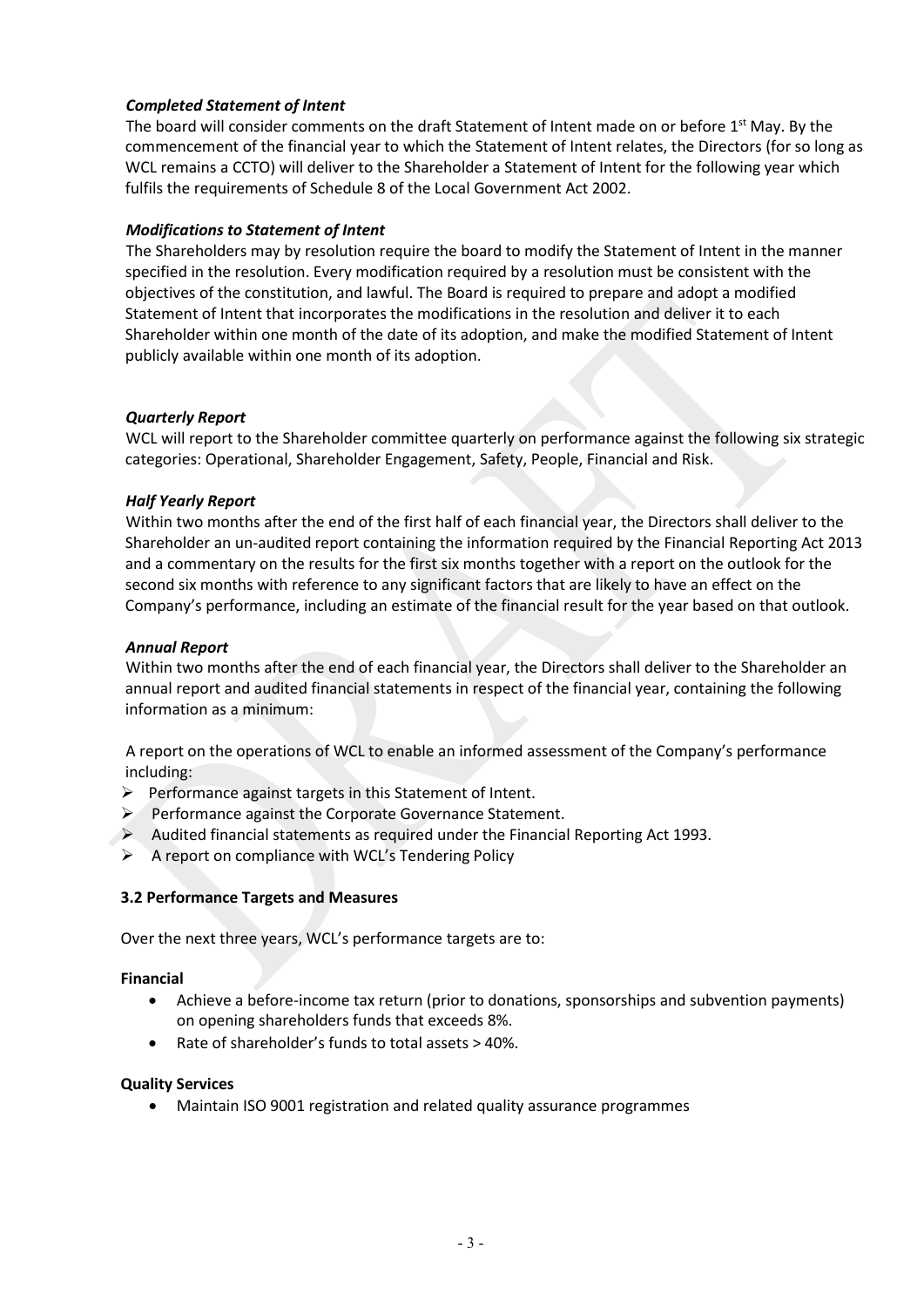***Completed Statement of Intent***

The board will consider comments on the draft Statement of Intent made on or before 1st May. By the commencement of the financial year to which the Statement of Intent relates, the Directors (for so long as WCL remains a CCTO) will deliver to the Shareholder a Statement of Intent for the following year which fulfils the requirements of Schedule 8 of the Local Government Act 2002.

***Modifications to Statement of Intent***

The Shareholders may by resolution require the board to modify the Statement of Intent in the manner specified in the resolution. Every modification required by a resolution must be consistent with the objectives of the constitution, and lawful. The Board is required to prepare and adopt a modified Statement of Intent that incorporates the modifications in the resolution and deliver it to each Shareholder within one month of the date of its adoption, and make the modified Statement of Intent publicly available within one month of its adoption.

***Quarterly Report***

WCL will report to the Shareholder committee quarterly on performance against the following six strategic categories: Operational, Shareholder Engagement, Safety, People, Financial and Risk.

***Half Yearly Report***

Within two months after the end of the first half of each financial year, the Directors shall deliver to the Shareholder an un-audited report containing the information required by the Financial Reporting Act 2013 and a commentary on the results for the first six months together with a report on the outlook for the second six months with reference to any significant factors that are likely to have an effect on the Company's performance, including an estimate of the financial result for the year based on that outlook.

***Annual Report***

Within two months after the end of each financial year, the Directors shall deliver to the Shareholder an annual report and audited financial statements in respect of the financial year, containing the following information as a minimum:

A report on the operations of WCL to enable an informed assessment of the Company's performance including:

- Performance against targets in this Statement of Intent.
- Performance against the Corporate Governance Statement.
- Audited financial statements as required under the Financial Reporting Act 1993.
- A report on compliance with WCL's Tendering Policy

**3.2 Performance Targets and Measures**

Over the next three years, WCL's performance targets are to:

**Financial**

- Achieve a before-income tax return (prior to donations, sponsorships and subvention payments) on opening shareholders funds that exceeds 8%.
- Rate of shareholder's funds to total assets > 40%.

**Quality Services**

- Maintain ISO 9001 registration and related quality assurance programmes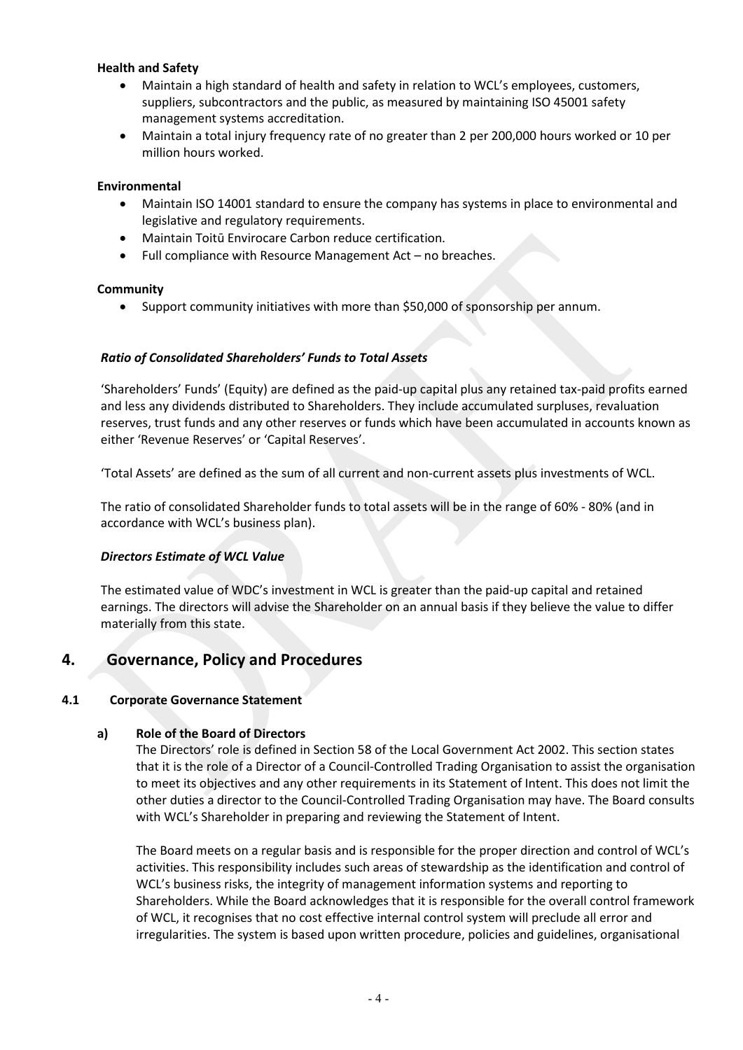**Health and Safety**

- Maintain a high standard of health and safety in relation to WCL's employees, customers, suppliers, subcontractors and the public, as measured by maintaining ISO 45001 safety management systems accreditation.
- Maintain a total injury frequency rate of no greater than 2 per 200,000 hours worked or 10 per million hours worked.

**Environmental**

- Maintain ISO 14001 standard to ensure the company has systems in place to environmental and legislative and regulatory requirements.
- Maintain Toitū Envirocare Carbon reduce certification.
- Full compliance with Resource Management Act – no breaches.

**Community**

- Support community initiatives with more than $50,000 of sponsorship per annum.

***Ratio of Consolidated Shareholders' Funds to Total Assets***

'Shareholders' Funds' (Equity) are defined as the paid-up capital plus any retained tax-paid profits earned and less any dividends distributed to Shareholders. They include accumulated surpluses, revaluation reserves, trust funds and any other reserves or funds which have been accumulated in accounts known as either 'Revenue Reserves' or 'Capital Reserves'.

'Total Assets' are defined as the sum of all current and non-current assets plus investments of WCL.

The ratio of consolidated Shareholder funds to total assets will be in the range of 60% - 80% (and in accordance with WCL's business plan).

***Directors Estimate of WCL Value***

The estimated value of WDC's investment in WCL is greater than the paid-up capital and retained earnings. The directors will advise the Shareholder on an annual basis if they believe the value to differ materially from this state.

## 4. Governance, Policy and Procedures

### 4.1 Corporate Governance Statement

#### a) Role of the Board of Directors

The Directors' role is defined in Section 58 of the Local Government Act 2002. This section states that it is the role of a Director of a Council-Controlled Trading Organisation to assist the organisation to meet its objectives and any other requirements in its Statement of Intent. This does not limit the other duties a director to the Council-Controlled Trading Organisation may have. The Board consults with WCL's Shareholder in preparing and reviewing the Statement of Intent.

The Board meets on a regular basis and is responsible for the proper direction and control of WCL's activities. This responsibility includes such areas of stewardship as the identification and control of WCL's business risks, the integrity of management information systems and reporting to Shareholders. While the Board acknowledges that it is responsible for the overall control framework of WCL, it recognises that no cost effective internal control system will preclude all error and irregularities. The system is based upon written procedure, policies and guidelines, organisational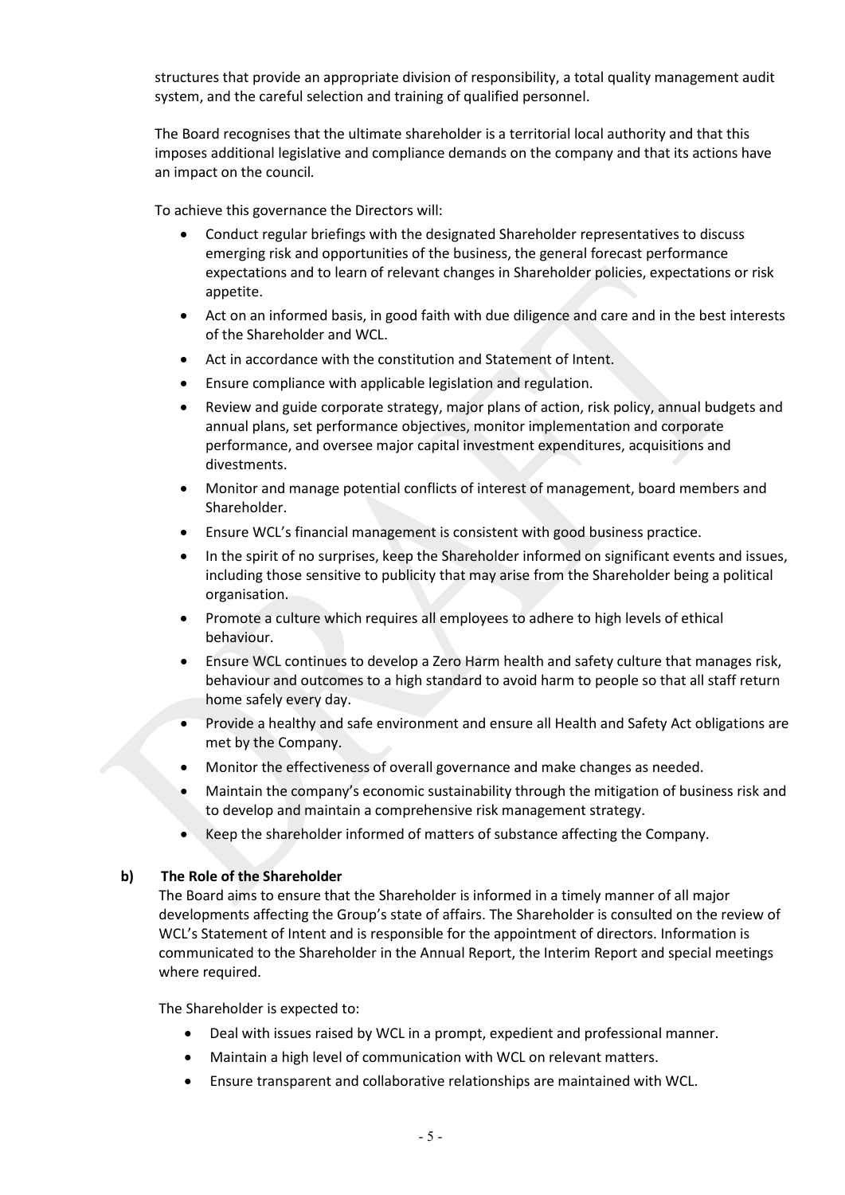structures that provide an appropriate division of responsibility, a total quality management audit system, and the careful selection and training of qualified personnel.

The Board recognises that the ultimate shareholder is a territorial local authority and that this imposes additional legislative and compliance demands on the company and that its actions have an impact on the council.

To achieve this governance the Directors will:

- Conduct regular briefings with the designated Shareholder representatives to discuss emerging risk and opportunities of the business, the general forecast performance expectations and to learn of relevant changes in Shareholder policies, expectations or risk appetite.
- Act on an informed basis, in good faith with due diligence and care and in the best interests of the Shareholder and WCL.
- Act in accordance with the constitution and Statement of Intent.
- Ensure compliance with applicable legislation and regulation.
- Review and guide corporate strategy, major plans of action, risk policy, annual budgets and annual plans, set performance objectives, monitor implementation and corporate performance, and oversee major capital investment expenditures, acquisitions and divestments.
- Monitor and manage potential conflicts of interest of management, board members and Shareholder.
- Ensure WCL's financial management is consistent with good business practice.
- In the spirit of no surprises, keep the Shareholder informed on significant events and issues, including those sensitive to publicity that may arise from the Shareholder being a political organisation.
- Promote a culture which requires all employees to adhere to high levels of ethical behaviour.
- Ensure WCL continues to develop a Zero Harm health and safety culture that manages risk, behaviour and outcomes to a high standard to avoid harm to people so that all staff return home safely every day.
- Provide a healthy and safe environment and ensure all Health and Safety Act obligations are met by the Company.
- Monitor the effectiveness of overall governance and make changes as needed.
- Maintain the company's economic sustainability through the mitigation of business risk and to develop and maintain a comprehensive risk management strategy.
- Keep the shareholder informed of matters of substance affecting the Company.

**b) The Role of the Shareholder**

The Board aims to ensure that the Shareholder is informed in a timely manner of all major developments affecting the Group's state of affairs. The Shareholder is consulted on the review of WCL's Statement of Intent and is responsible for the appointment of directors. Information is communicated to the Shareholder in the Annual Report, the Interim Report and special meetings where required.

The Shareholder is expected to:

- Deal with issues raised by WCL in a prompt, expedient and professional manner.
- Maintain a high level of communication with WCL on relevant matters.
- Ensure transparent and collaborative relationships are maintained with WCL.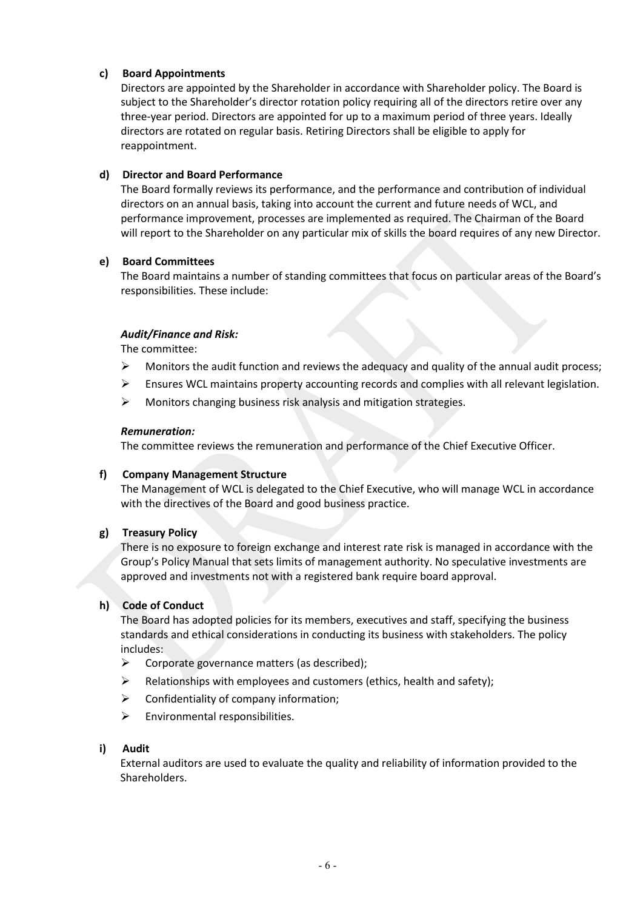**c) Board Appointments**

Directors are appointed by the Shareholder in accordance with Shareholder policy. The Board is subject to the Shareholder's director rotation policy requiring all of the directors retire over any three-year period. Directors are appointed for up to a maximum period of three years. Ideally directors are rotated on regular basis. Retiring Directors shall be eligible to apply for reappointment.

**d) Director and Board Performance**

The Board formally reviews its performance, and the performance and contribution of individual directors on an annual basis, taking into account the current and future needs of WCL, and performance improvement, processes are implemented as required. The Chairman of the Board will report to the Shareholder on any particular mix of skills the board requires of any new Director.

**e) Board Committees**

The Board maintains a number of standing committees that focus on particular areas of the Board's responsibilities. These include:

***Audit/Finance and Risk:***

The committee:

- Monitors the audit function and reviews the adequacy and quality of the annual audit process;
- Ensures WCL maintains property accounting records and complies with all relevant legislation.
- Monitors changing business risk analysis and mitigation strategies.

***Remuneration:***

The committee reviews the remuneration and performance of the Chief Executive Officer.

**f) Company Management Structure**

The Management of WCL is delegated to the Chief Executive, who will manage WCL in accordance with the directives of the Board and good business practice.

**g) Treasury Policy**

There is no exposure to foreign exchange and interest rate risk is managed in accordance with the Group's Policy Manual that sets limits of management authority. No speculative investments are approved and investments not with a registered bank require board approval.

**h) Code of Conduct**

The Board has adopted policies for its members, executives and staff, specifying the business standards and ethical considerations in conducting its business with stakeholders. The policy includes:

- Corporate governance matters (as described);
- Relationships with employees and customers (ethics, health and safety);
- Confidentiality of company information;
- Environmental responsibilities.

**i) Audit**

External auditors are used to evaluate the quality and reliability of information provided to the Shareholders.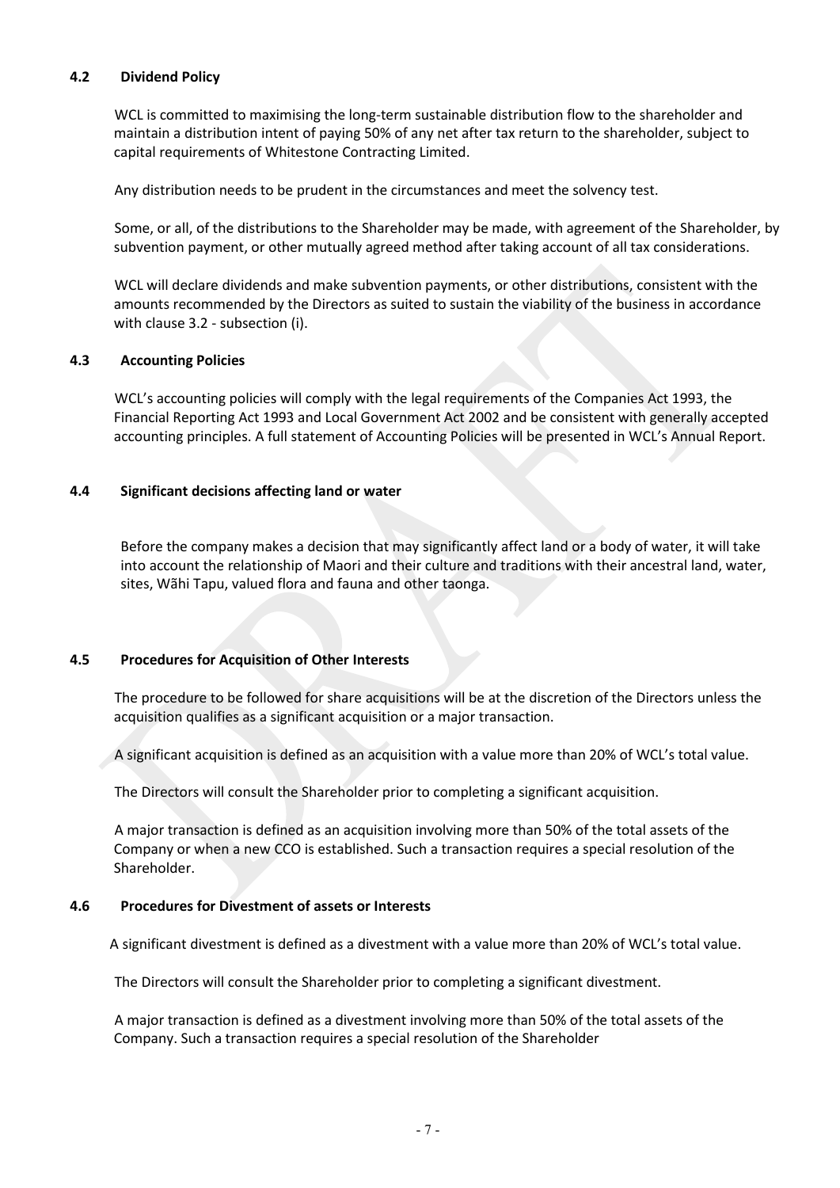### 4.2 Dividend Policy

WCL is committed to maximising the long-term sustainable distribution flow to the shareholder and maintain a distribution intent of paying 50% of any net after tax return to the shareholder, subject to capital requirements of Whitestone Contracting Limited.

Any distribution needs to be prudent in the circumstances and meet the solvency test.

Some, or all, of the distributions to the Shareholder may be made, with agreement of the Shareholder, by subvention payment, or other mutually agreed method after taking account of all tax considerations.

WCL will declare dividends and make subvention payments, or other distributions, consistent with the amounts recommended by the Directors as suited to sustain the viability of the business in accordance with clause 3.2 - subsection (i).

### 4.3 Accounting Policies

WCL's accounting policies will comply with the legal requirements of the Companies Act 1993, the Financial Reporting Act 1993 and Local Government Act 2002 and be consistent with generally accepted accounting principles. A full statement of Accounting Policies will be presented in WCL's Annual Report.

### 4.4 Significant decisions affecting land or water

Before the company makes a decision that may significantly affect land or a body of water, it will take into account the relationship of Maori and their culture and traditions with their ancestral land, water, sites, Wãhi Tapu, valued flora and fauna and other taonga.

### 4.5 Procedures for Acquisition of Other Interests

The procedure to be followed for share acquisitions will be at the discretion of the Directors unless the acquisition qualifies as a significant acquisition or a major transaction.

A significant acquisition is defined as an acquisition with a value more than 20% of WCL's total value.

The Directors will consult the Shareholder prior to completing a significant acquisition.

A major transaction is defined as an acquisition involving more than 50% of the total assets of the Company or when a new CCO is established. Such a transaction requires a special resolution of the Shareholder.

### 4.6 Procedures for Divestment of assets or Interests

A significant divestment is defined as a divestment with a value more than 20% of WCL's total value.

The Directors will consult the Shareholder prior to completing a significant divestment.

A major transaction is defined as a divestment involving more than 50% of the total assets of the Company. Such a transaction requires a special resolution of the Shareholder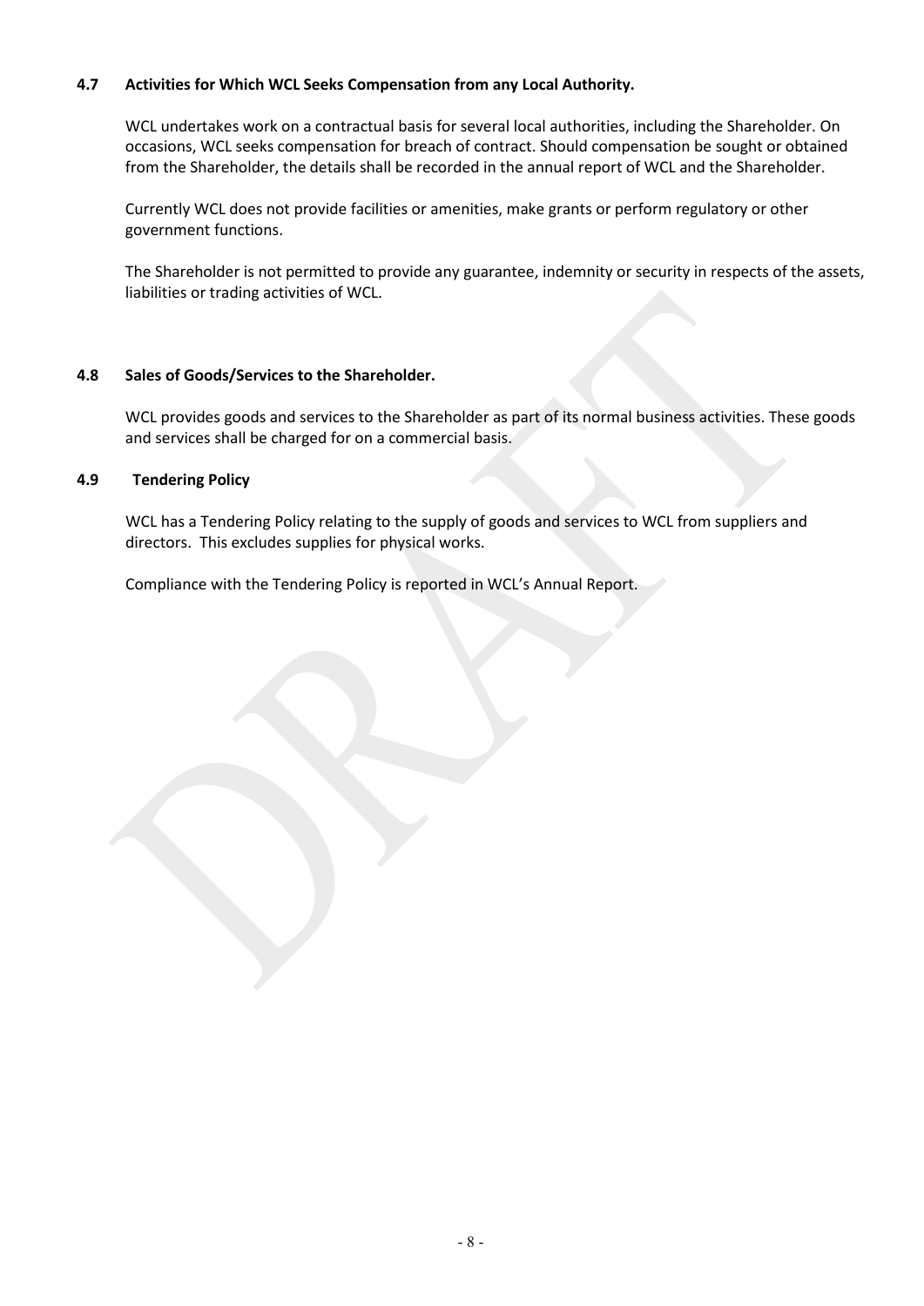### 4.7 Activities for Which WCL Seeks Compensation from any Local Authority.

WCL undertakes work on a contractual basis for several local authorities, including the Shareholder. On occasions, WCL seeks compensation for breach of contract. Should compensation be sought or obtained from the Shareholder, the details shall be recorded in the annual report of WCL and the Shareholder.

Currently WCL does not provide facilities or amenities, make grants or perform regulatory or other government functions.

The Shareholder is not permitted to provide any guarantee, indemnity or security in respects of the assets, liabilities or trading activities of WCL.

### 4.8 Sales of Goods/Services to the Shareholder.

WCL provides goods and services to the Shareholder as part of its normal business activities. These goods and services shall be charged for on a commercial basis.

### 4.9 Tendering Policy

WCL has a Tendering Policy relating to the supply of goods and services to WCL from suppliers and directors. This excludes supplies for physical works.

Compliance with the Tendering Policy is reported in WCL's Annual Report.